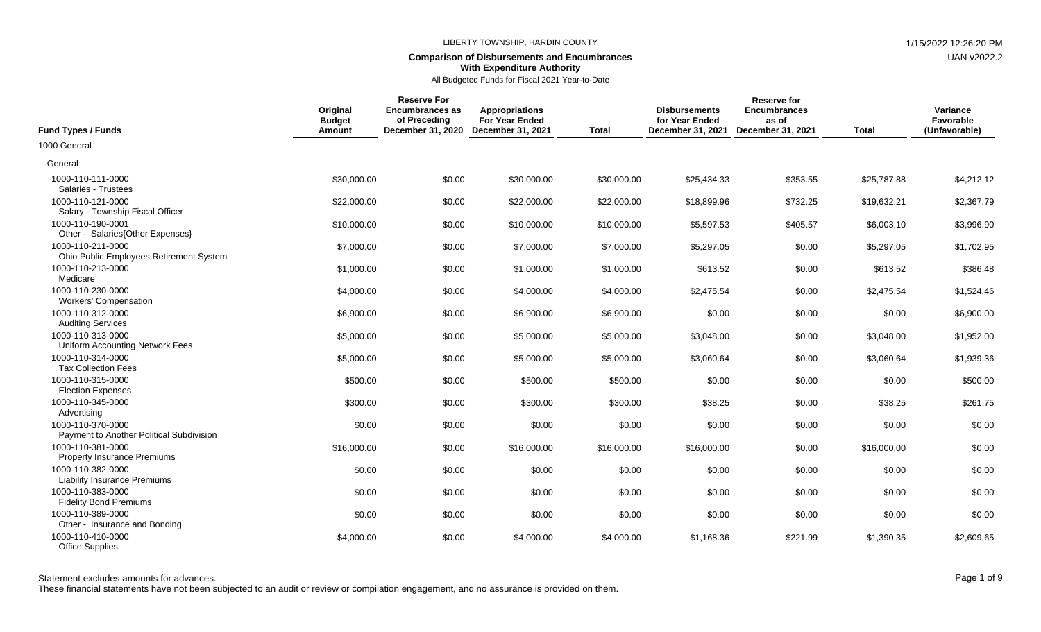# LIBERTY TOWNSHIP, HARDIN COUNTY

**Comparison of Disbursements and Encumbrances With Expenditure Authority**

All Budgeted Funds for Fiscal 2021 Year-to-Date

| Fund Types / Funds | Original Budget Amount | Reserve For Encumbrances as of Preceding December 31, 2020 | Appropriations For Year Ended December 31, 2021 | Total | Disbursements for Year Ended December 31, 2021 | Reserve for Encumbrances as of December 31, 2021 | Total | Variance Favorable (Unfavorable) |
|---|---|---|---|---|---|---|---|---|
| 1000 General | | | | | | | | |
| General | | | | | | | | |
| 1000-110-111-0000 Salaries - Trustees | $30,000.00 | $0.00 | $30,000.00 | $30,000.00 | $25,434.33 | $353.55 | $25,787.88 | $4,212.12 |
| 1000-110-121-0000 Salary - Township Fiscal Officer | $22,000.00 | $0.00 | $22,000.00 | $22,000.00 | $18,899.96 | $732.25 | $19,632.21 | $2,367.79 |
| 1000-110-190-0001 Other - Salaries{Other Expenses} | $10,000.00 | $0.00 | $10,000.00 | $10,000.00 | $5,597.53 | $405.57 | $6,003.10 | $3,996.90 |
| 1000-110-211-0000 Ohio Public Employees Retirement System | $7,000.00 | $0.00 | $7,000.00 | $7,000.00 | $5,297.05 | $0.00 | $5,297.05 | $1,702.95 |
| 1000-110-213-0000 Medicare | $1,000.00 | $0.00 | $1,000.00 | $1,000.00 | $613.52 | $0.00 | $613.52 | $386.48 |
| 1000-110-230-0000 Workers' Compensation | $4,000.00 | $0.00 | $4,000.00 | $4,000.00 | $2,475.54 | $0.00 | $2,475.54 | $1,524.46 |
| 1000-110-312-0000 Auditing Services | $6,900.00 | $0.00 | $6,900.00 | $6,900.00 | $0.00 | $0.00 | $0.00 | $6,900.00 |
| 1000-110-313-0000 Uniform Accounting Network Fees | $5,000.00 | $0.00 | $5,000.00 | $5,000.00 | $3,048.00 | $0.00 | $3,048.00 | $1,952.00 |
| 1000-110-314-0000 Tax Collection Fees | $5,000.00 | $0.00 | $5,000.00 | $5,000.00 | $3,060.64 | $0.00 | $3,060.64 | $1,939.36 |
| 1000-110-315-0000 Election Expenses | $500.00 | $0.00 | $500.00 | $500.00 | $0.00 | $0.00 | $0.00 | $500.00 |
| 1000-110-345-0000 Advertising | $300.00 | $0.00 | $300.00 | $300.00 | $38.25 | $0.00 | $38.25 | $261.75 |
| 1000-110-370-0000 Payment to Another Political Subdivision | $0.00 | $0.00 | $0.00 | $0.00 | $0.00 | $0.00 | $0.00 | $0.00 |
| 1000-110-381-0000 Property Insurance Premiums | $16,000.00 | $0.00 | $16,000.00 | $16,000.00 | $16,000.00 | $0.00 | $16,000.00 | $0.00 |
| 1000-110-382-0000 Liability Insurance Premiums | $0.00 | $0.00 | $0.00 | $0.00 | $0.00 | $0.00 | $0.00 | $0.00 |
| 1000-110-383-0000 Fidelity Bond Premiums | $0.00 | $0.00 | $0.00 | $0.00 | $0.00 | $0.00 | $0.00 | $0.00 |
| 1000-110-389-0000 Other - Insurance and Bonding | $0.00 | $0.00 | $0.00 | $0.00 | $0.00 | $0.00 | $0.00 | $0.00 |
| 1000-110-410-0000 Office Supplies | $4,000.00 | $0.00 | $4,000.00 | $4,000.00 | $1,168.36 | $221.99 | $1,390.35 | $2,609.65 |

Statement excludes amounts for advances.

These financial statements have not been subjected to an audit or review or compilation engagement, and no assurance is provided on them.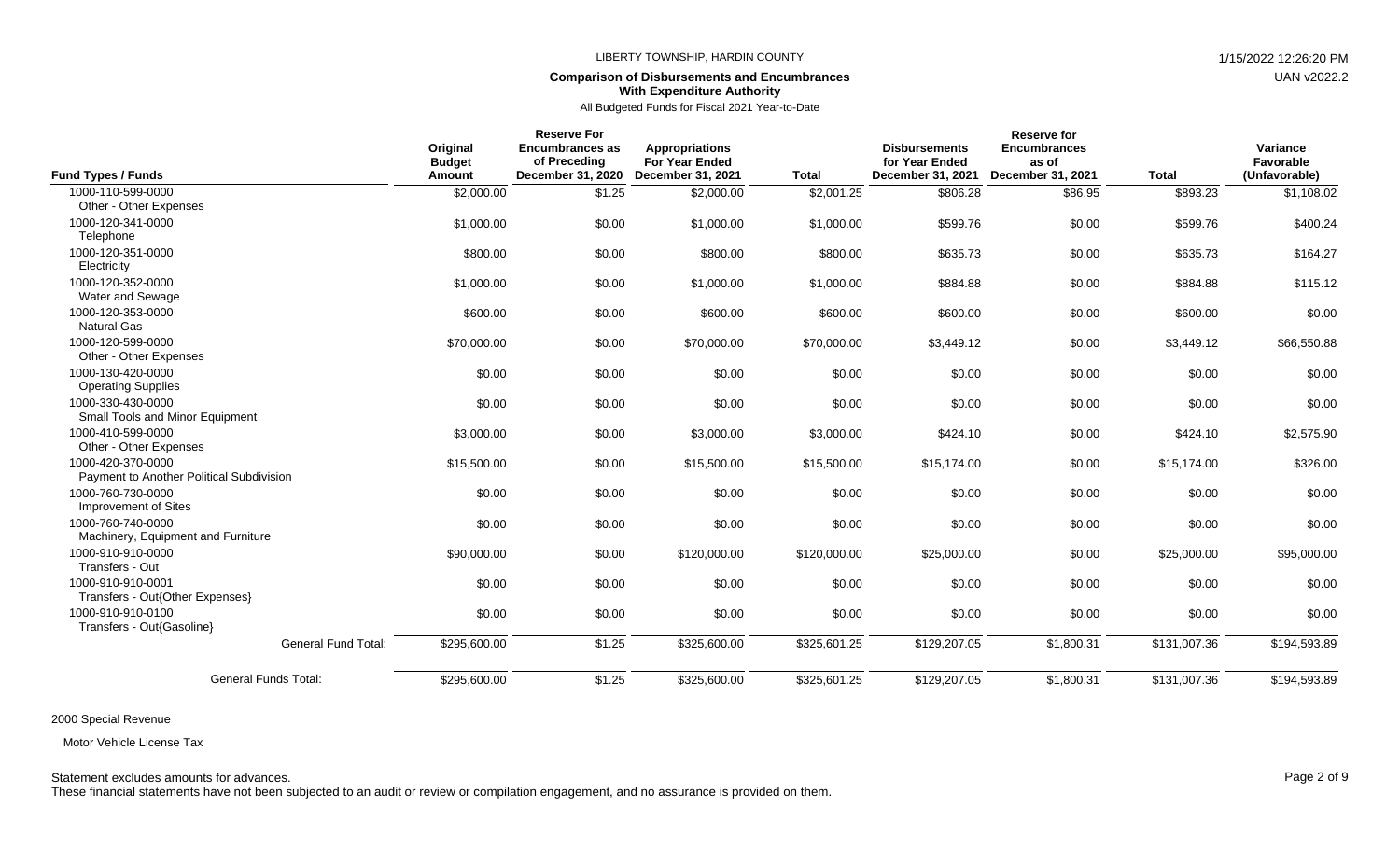LIBERTY TOWNSHIP, HARDIN COUNTY

1/15/2022 12:26:20 PM

UAN v2022.2

**Comparison of Disbursements and Encumbrances With Expenditure Authority**

All Budgeted Funds for Fiscal 2021 Year-to-Date

| Fund Types / Funds | Original Budget Amount | Reserve For Encumbrances as of Preceding December 31, 2020 | Appropriations For Year Ended December 31, 2021 | Total | Disbursements for Year Ended December 31, 2021 | Reserve for Encumbrances as of December 31, 2021 | Total | Variance Favorable (Unfavorable) |
|---|---|---|---|---|---|---|---|---|
| 1000-110-599-0000 Other - Other Expenses | $2,000.00 | $1.25 | $2,000.00 | $2,001.25 | $806.28 | $86.95 | $893.23 | $1,108.02 |
| 1000-120-341-0000 Telephone | $1,000.00 | $0.00 | $1,000.00 | $1,000.00 | $599.76 | $0.00 | $599.76 | $400.24 |
| 1000-120-351-0000 Electricity | $800.00 | $0.00 | $800.00 | $800.00 | $635.73 | $0.00 | $635.73 | $164.27 |
| 1000-120-352-0000 Water and Sewage | $1,000.00 | $0.00 | $1,000.00 | $1,000.00 | $884.88 | $0.00 | $884.88 | $115.12 |
| 1000-120-353-0000 Natural Gas | $600.00 | $0.00 | $600.00 | $600.00 | $600.00 | $0.00 | $600.00 | $0.00 |
| 1000-120-599-0000 Other - Other Expenses | $70,000.00 | $0.00 | $70,000.00 | $70,000.00 | $3,449.12 | $0.00 | $3,449.12 | $66,550.88 |
| 1000-130-420-0000 Operating Supplies | $0.00 | $0.00 | $0.00 | $0.00 | $0.00 | $0.00 | $0.00 | $0.00 |
| 1000-330-430-0000 Small Tools and Minor Equipment | $0.00 | $0.00 | $0.00 | $0.00 | $0.00 | $0.00 | $0.00 | $0.00 |
| 1000-410-599-0000 Other - Other Expenses | $3,000.00 | $0.00 | $3,000.00 | $3,000.00 | $424.10 | $0.00 | $424.10 | $2,575.90 |
| 1000-420-370-0000 Payment to Another Political Subdivision | $15,500.00 | $0.00 | $15,500.00 | $15,500.00 | $15,174.00 | $0.00 | $15,174.00 | $326.00 |
| 1000-760-730-0000 Improvement of Sites | $0.00 | $0.00 | $0.00 | $0.00 | $0.00 | $0.00 | $0.00 | $0.00 |
| 1000-760-740-0000 Machinery, Equipment and Furniture | $0.00 | $0.00 | $0.00 | $0.00 | $0.00 | $0.00 | $0.00 | $0.00 |
| 1000-910-910-0000 Transfers - Out | $90,000.00 | $0.00 | $120,000.00 | $120,000.00 | $25,000.00 | $0.00 | $25,000.00 | $95,000.00 |
| 1000-910-910-0001 Transfers - Out{Other Expenses} | $0.00 | $0.00 | $0.00 | $0.00 | $0.00 | $0.00 | $0.00 | $0.00 |
| 1000-910-910-0100 Transfers - Out{Gasoline} | $0.00 | $0.00 | $0.00 | $0.00 | $0.00 | $0.00 | $0.00 | $0.00 |
| General Fund Total: | $295,600.00 | $1.25 | $325,600.00 | $325,601.25 | $129,207.05 | $1,800.31 | $131,007.36 | $194,593.89 |
| General Funds Total: | $295,600.00 | $1.25 | $325,600.00 | $325,601.25 | $129,207.05 | $1,800.31 | $131,007.36 | $194,593.89 |

2000 Special Revenue

Motor Vehicle License Tax

Statement excludes amounts for advances.

These financial statements have not been subjected to an audit or review or compilation engagement, and no assurance is provided on them.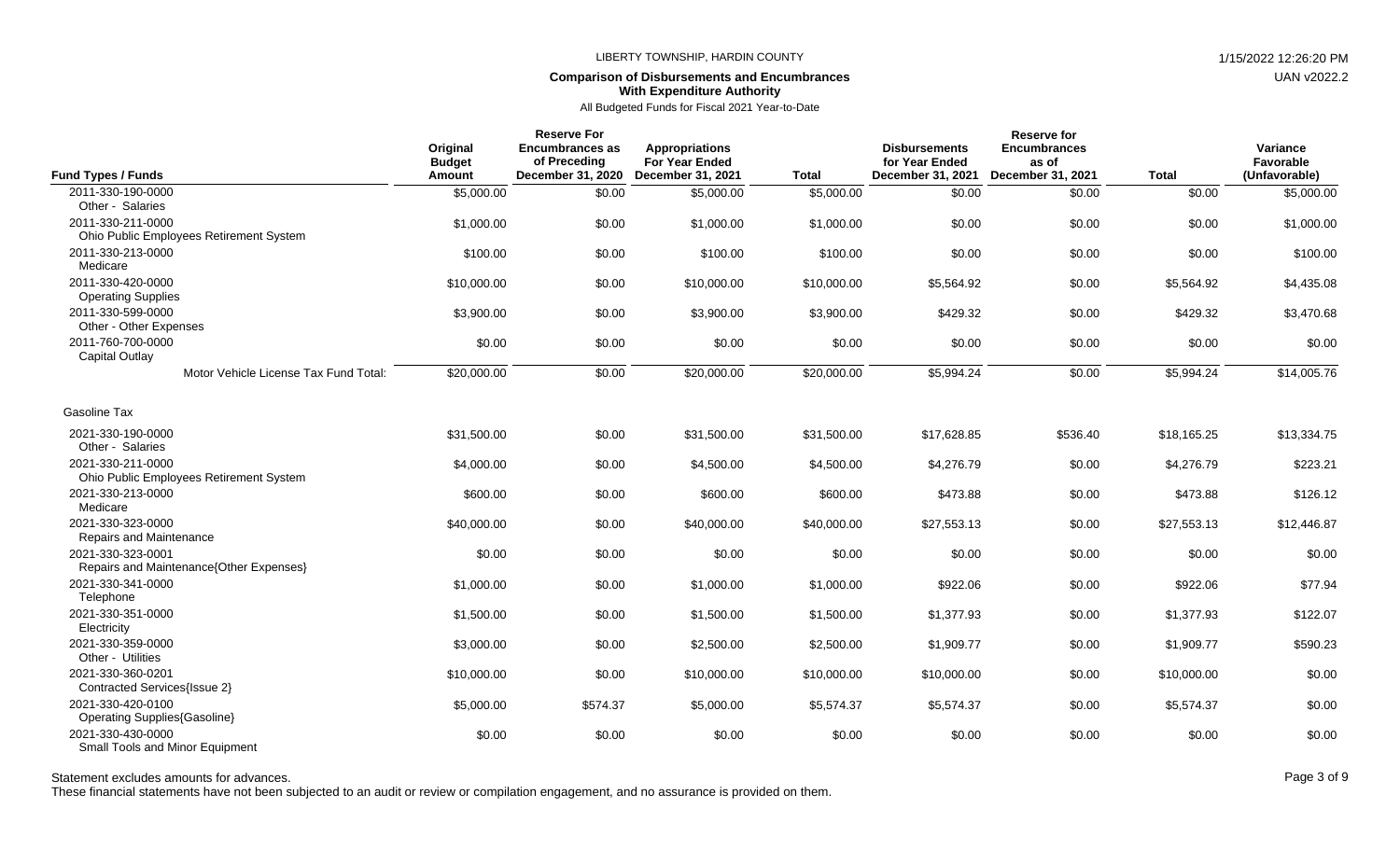LIBERTY TOWNSHIP, HARDIN COUNTY

**Comparison of Disbursements and Encumbrances With Expenditure Authority**

All Budgeted Funds for Fiscal 2021 Year-to-Date

| Fund Types / Funds | Original Budget Amount | Reserve For Encumbrances as of Preceding December 31, 2020 | Appropriations For Year Ended December 31, 2021 | Total | Disbursements for Year Ended December 31, 2021 | Reserve for Encumbrances as of December 31, 2021 | Total | Variance Favorable (Unfavorable) |
|---|---|---|---|---|---|---|---|---|
| 2011-330-190-0000 Other - Salaries | $5,000.00 | $0.00 | $5,000.00 | $5,000.00 | $0.00 | $0.00 | $0.00 | $5,000.00 |
| 2011-330-211-0000 Ohio Public Employees Retirement System | $1,000.00 | $0.00 | $1,000.00 | $1,000.00 | $0.00 | $0.00 | $0.00 | $1,000.00 |
| 2011-330-213-0000 Medicare | $100.00 | $0.00 | $100.00 | $100.00 | $0.00 | $0.00 | $0.00 | $100.00 |
| 2011-330-420-0000 Operating Supplies | $10,000.00 | $0.00 | $10,000.00 | $10,000.00 | $5,564.92 | $0.00 | $5,564.92 | $4,435.08 |
| 2011-330-599-0000 Other - Other Expenses | $3,900.00 | $0.00 | $3,900.00 | $3,900.00 | $429.32 | $0.00 | $429.32 | $3,470.68 |
| 2011-760-700-0000 Capital Outlay | $0.00 | $0.00 | $0.00 | $0.00 | $0.00 | $0.00 | $0.00 | $0.00 |
| Motor Vehicle License Tax Fund Total: | $20,000.00 | $0.00 | $20,000.00 | $20,000.00 | $5,994.24 | $0.00 | $5,994.24 | $14,005.76 |
| Gasoline Tax | | | | | | | | |
| 2021-330-190-0000 Other - Salaries | $31,500.00 | $0.00 | $31,500.00 | $31,500.00 | $17,628.85 | $536.40 | $18,165.25 | $13,334.75 |
| 2021-330-211-0000 Ohio Public Employees Retirement System | $4,000.00 | $0.00 | $4,500.00 | $4,500.00 | $4,276.79 | $0.00 | $4,276.79 | $223.21 |
| 2021-330-213-0000 Medicare | $600.00 | $0.00 | $600.00 | $600.00 | $473.88 | $0.00 | $473.88 | $126.12 |
| 2021-330-323-0000 Repairs and Maintenance | $40,000.00 | $0.00 | $40,000.00 | $40,000.00 | $27,553.13 | $0.00 | $27,553.13 | $12,446.87 |
| 2021-330-323-0001 Repairs and Maintenance{Other Expenses} | $0.00 | $0.00 | $0.00 | $0.00 | $0.00 | $0.00 | $0.00 | $0.00 |
| 2021-330-341-0000 Telephone | $1,000.00 | $0.00 | $1,000.00 | $1,000.00 | $922.06 | $0.00 | $922.06 | $77.94 |
| 2021-330-351-0000 Electricity | $1,500.00 | $0.00 | $1,500.00 | $1,500.00 | $1,377.93 | $0.00 | $1,377.93 | $122.07 |
| 2021-330-359-0000 Other - Utilities | $3,000.00 | $0.00 | $2,500.00 | $2,500.00 | $1,909.77 | $0.00 | $1,909.77 | $590.23 |
| 2021-330-360-0201 Contracted Services{Issue 2} | $10,000.00 | $0.00 | $10,000.00 | $10,000.00 | $10,000.00 | $0.00 | $10,000.00 | $0.00 |
| 2021-330-420-0100 Operating Supplies{Gasoline} | $5,000.00 | $574.37 | $5,000.00 | $5,574.37 | $5,574.37 | $0.00 | $5,574.37 | $0.00 |
| 2021-330-430-0000 Small Tools and Minor Equipment | $0.00 | $0.00 | $0.00 | $0.00 | $0.00 | $0.00 | $0.00 | $0.00 |

Statement excludes amounts for advances.

These financial statements have not been subjected to an audit or review or compilation engagement, and no assurance is provided on them.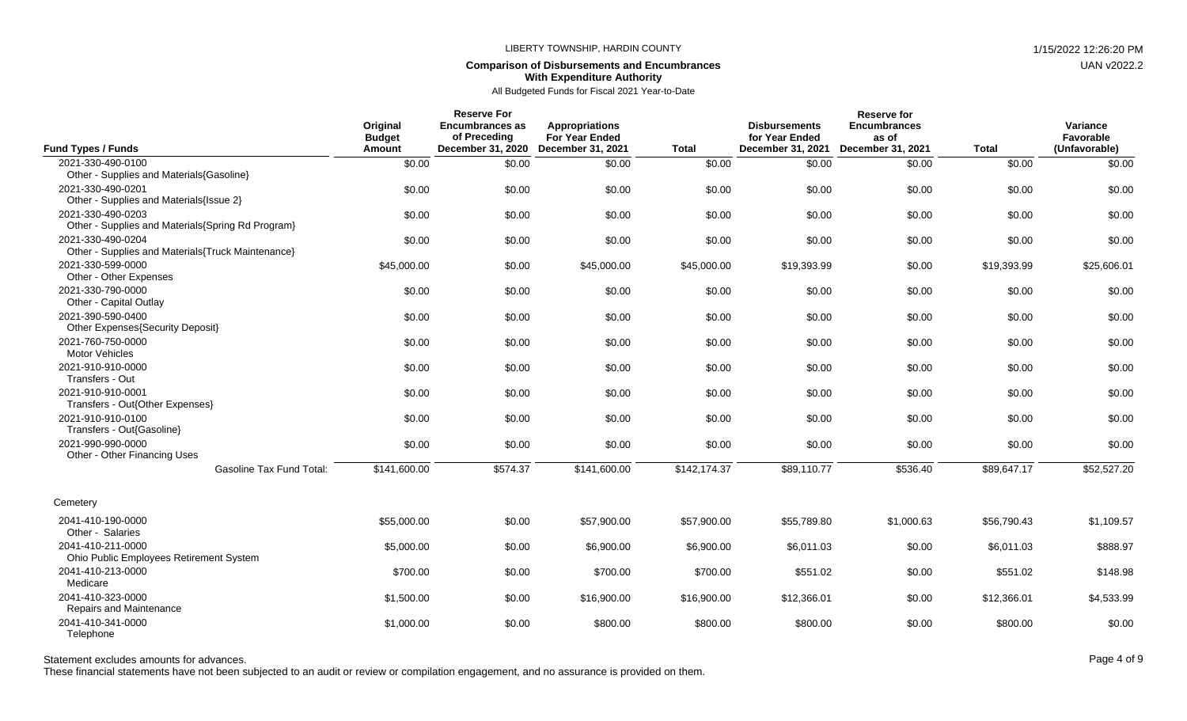LIBERTY TOWNSHIP, HARDIN COUNTY

**Comparison of Disbursements and Encumbrances With Expenditure Authority**

All Budgeted Funds for Fiscal 2021 Year-to-Date

| Fund Types / Funds | Original Budget Amount | Reserve For Encumbrances as of Preceding December 31, 2020 | Appropriations For Year Ended December 31, 2021 | Total | Disbursements for Year Ended December 31, 2021 | Reserve for Encumbrances as of December 31, 2021 | Total | Variance Favorable (Unfavorable) |
|---|---|---|---|---|---|---|---|---|
| 2021-330-490-0100 Other - Supplies and Materials{Gasoline} | $0.00 | $0.00 | $0.00 | $0.00 | $0.00 | $0.00 | $0.00 | $0.00 |
| 2021-330-490-0201 Other - Supplies and Materials{Issue 2} | $0.00 | $0.00 | $0.00 | $0.00 | $0.00 | $0.00 | $0.00 | $0.00 |
| 2021-330-490-0203 Other - Supplies and Materials{Spring Rd Program} | $0.00 | $0.00 | $0.00 | $0.00 | $0.00 | $0.00 | $0.00 | $0.00 |
| 2021-330-490-0204 Other - Supplies and Materials{Truck Maintenance} | $0.00 | $0.00 | $0.00 | $0.00 | $0.00 | $0.00 | $0.00 | $0.00 |
| 2021-330-599-0000 Other - Other Expenses | $45,000.00 | $0.00 | $45,000.00 | $45,000.00 | $19,393.99 | $0.00 | $19,393.99 | $25,606.01 |
| 2021-330-790-0000 Other - Capital Outlay | $0.00 | $0.00 | $0.00 | $0.00 | $0.00 | $0.00 | $0.00 | $0.00 |
| 2021-390-590-0400 Other Expenses{Security Deposit} | $0.00 | $0.00 | $0.00 | $0.00 | $0.00 | $0.00 | $0.00 | $0.00 |
| 2021-760-750-0000 Motor Vehicles | $0.00 | $0.00 | $0.00 | $0.00 | $0.00 | $0.00 | $0.00 | $0.00 |
| 2021-910-910-0000 Transfers - Out | $0.00 | $0.00 | $0.00 | $0.00 | $0.00 | $0.00 | $0.00 | $0.00 |
| 2021-910-910-0001 Transfers - Out{Other Expenses} | $0.00 | $0.00 | $0.00 | $0.00 | $0.00 | $0.00 | $0.00 | $0.00 |
| 2021-910-910-0100 Transfers - Out{Gasoline} | $0.00 | $0.00 | $0.00 | $0.00 | $0.00 | $0.00 | $0.00 | $0.00 |
| 2021-990-990-0000 Other - Other Financing Uses | $0.00 | $0.00 | $0.00 | $0.00 | $0.00 | $0.00 | $0.00 | $0.00 |
| Gasoline Tax Fund Total: | $141,600.00 | $574.37 | $141,600.00 | $142,174.37 | $89,110.77 | $536.40 | $89,647.17 | $52,527.20 |
| Cemetery | | | | | | | | |
| 2041-410-190-0000 Other - Salaries | $55,000.00 | $0.00 | $57,900.00 | $57,900.00 | $55,789.80 | $1,000.63 | $56,790.43 | $1,109.57 |
| 2041-410-211-0000 Ohio Public Employees Retirement System | $5,000.00 | $0.00 | $6,900.00 | $6,900.00 | $6,011.03 | $0.00 | $6,011.03 | $888.97 |
| 2041-410-213-0000 Medicare | $700.00 | $0.00 | $700.00 | $700.00 | $551.02 | $0.00 | $551.02 | $148.98 |
| 2041-410-323-0000 Repairs and Maintenance | $1,500.00 | $0.00 | $16,900.00 | $16,900.00 | $12,366.01 | $0.00 | $12,366.01 | $4,533.99 |
| 2041-410-341-0000 Telephone | $1,000.00 | $0.00 | $800.00 | $800.00 | $800.00 | $0.00 | $800.00 | $0.00 |

Statement excludes amounts for advances.

These financial statements have not been subjected to an audit or review or compilation engagement, and no assurance is provided on them.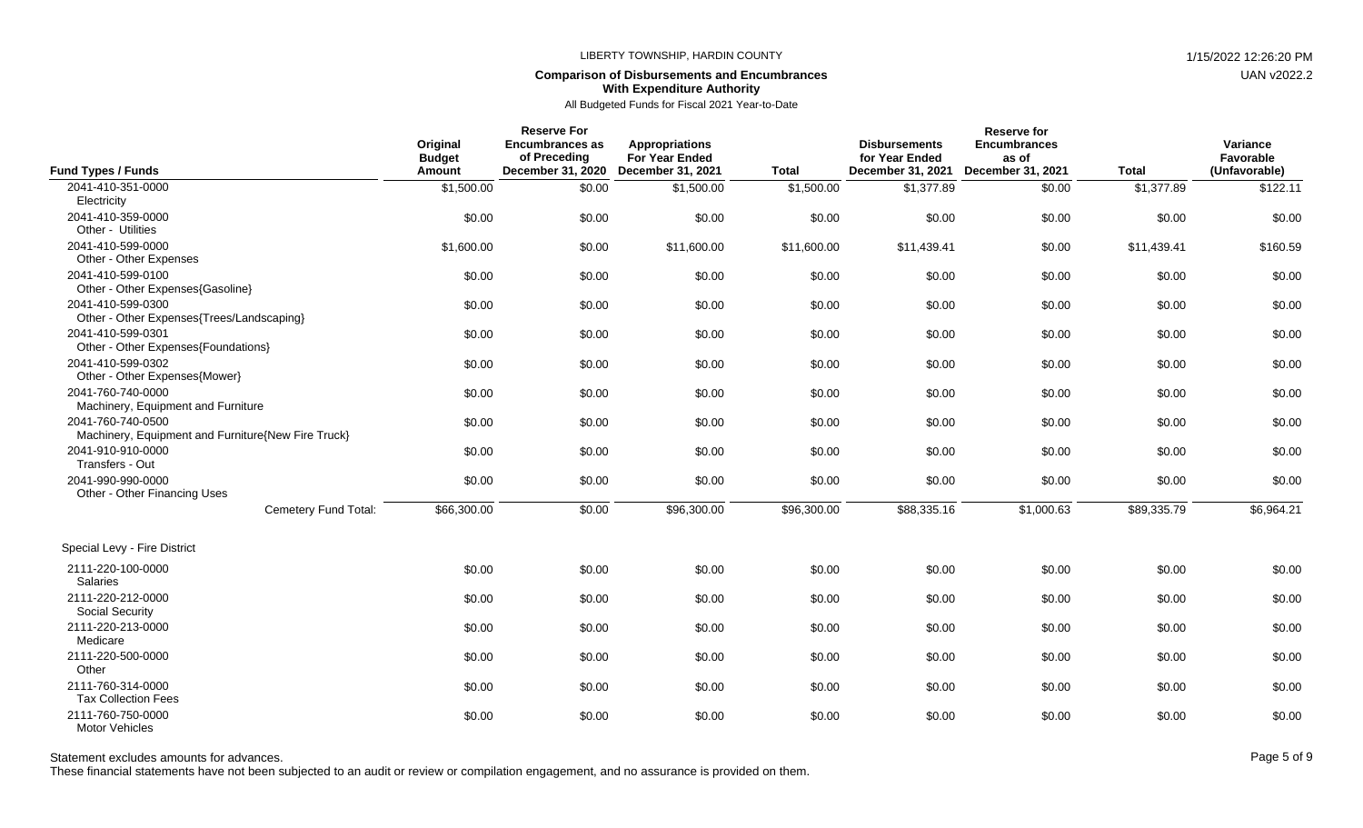LIBERTY TOWNSHIP, HARDIN COUNTY

**Comparison of Disbursements and Encumbrances With Expenditure Authority**

All Budgeted Funds for Fiscal 2021 Year-to-Date

| Fund Types / Funds | Original Budget Amount | Reserve For Encumbrances as of Preceding December 31, 2020 | Appropriations For Year Ended December 31, 2021 | Total | Disbursements for Year Ended December 31, 2021 | Reserve for Encumbrances as of December 31, 2021 | Total | Variance Favorable (Unfavorable) |
|---|---|---|---|---|---|---|---|---|
| 2041-410-351-0000 Electricity | $1,500.00 | $0.00 | $1,500.00 | $1,500.00 | $1,377.89 | $0.00 | $1,377.89 | $122.11 |
| 2041-410-359-0000 Other - Utilities | $0.00 | $0.00 | $0.00 | $0.00 | $0.00 | $0.00 | $0.00 | $0.00 |
| 2041-410-599-0000 Other - Other Expenses | $1,600.00 | $0.00 | $11,600.00 | $11,600.00 | $11,439.41 | $0.00 | $11,439.41 | $160.59 |
| 2041-410-599-0100 Other - Other Expenses{Gasoline} | $0.00 | $0.00 | $0.00 | $0.00 | $0.00 | $0.00 | $0.00 | $0.00 |
| 2041-410-599-0300 Other - Other Expenses{Trees/Landscaping} | $0.00 | $0.00 | $0.00 | $0.00 | $0.00 | $0.00 | $0.00 | $0.00 |
| 2041-410-599-0301 Other - Other Expenses{Foundations} | $0.00 | $0.00 | $0.00 | $0.00 | $0.00 | $0.00 | $0.00 | $0.00 |
| 2041-410-599-0302 Other - Other Expenses{Mower} | $0.00 | $0.00 | $0.00 | $0.00 | $0.00 | $0.00 | $0.00 | $0.00 |
| 2041-760-740-0000 Machinery, Equipment and Furniture | $0.00 | $0.00 | $0.00 | $0.00 | $0.00 | $0.00 | $0.00 | $0.00 |
| 2041-760-740-0500 Machinery, Equipment and Furniture{New Fire Truck} | $0.00 | $0.00 | $0.00 | $0.00 | $0.00 | $0.00 | $0.00 | $0.00 |
| 2041-910-910-0000 Transfers - Out | $0.00 | $0.00 | $0.00 | $0.00 | $0.00 | $0.00 | $0.00 | $0.00 |
| 2041-990-990-0000 Other - Other Financing Uses | $0.00 | $0.00 | $0.00 | $0.00 | $0.00 | $0.00 | $0.00 | $0.00 |
| Cemetery Fund Total: | $66,300.00 | $0.00 | $96,300.00 | $96,300.00 | $88,335.16 | $1,000.63 | $89,335.79 | $6,964.21 |
| **Special Levy - Fire District** | | | | | | | | |
| 2111-220-100-0000 Salaries | $0.00 | $0.00 | $0.00 | $0.00 | $0.00 | $0.00 | $0.00 | $0.00 |
| 2111-220-212-0000 Social Security | $0.00 | $0.00 | $0.00 | $0.00 | $0.00 | $0.00 | $0.00 | $0.00 |
| 2111-220-213-0000 Medicare | $0.00 | $0.00 | $0.00 | $0.00 | $0.00 | $0.00 | $0.00 | $0.00 |
| 2111-220-500-0000 Other | $0.00 | $0.00 | $0.00 | $0.00 | $0.00 | $0.00 | $0.00 | $0.00 |
| 2111-760-314-0000 Tax Collection Fees | $0.00 | $0.00 | $0.00 | $0.00 | $0.00 | $0.00 | $0.00 | $0.00 |
| 2111-760-750-0000 Motor Vehicles | $0.00 | $0.00 | $0.00 | $0.00 | $0.00 | $0.00 | $0.00 | $0.00 |

Statement excludes amounts for advances.

These financial statements have not been subjected to an audit or review or compilation engagement, and no assurance is provided on them.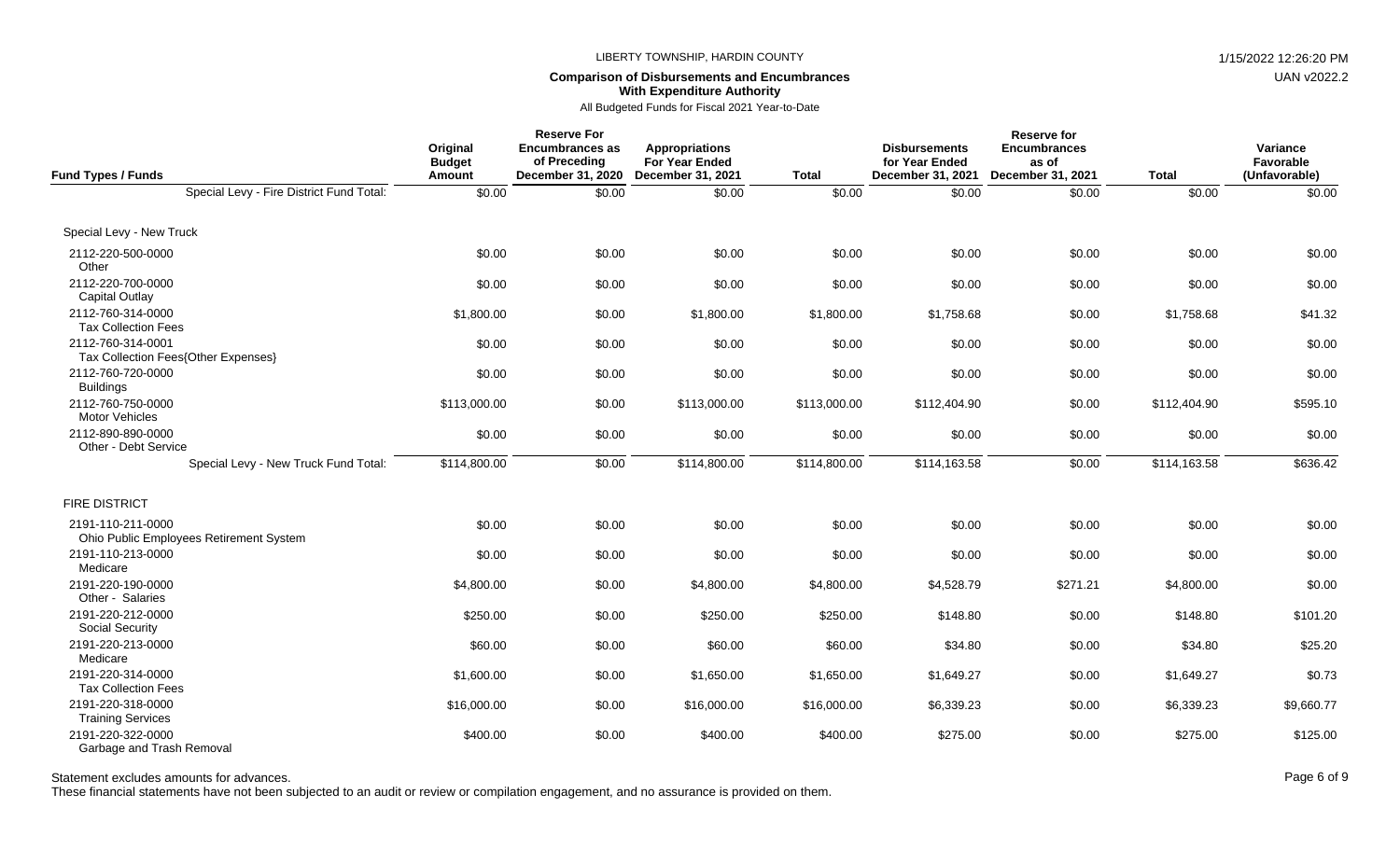LIBERTY TOWNSHIP, HARDIN COUNTY

**Comparison of Disbursements and Encumbrances With Expenditure Authority**

All Budgeted Funds for Fiscal 2021 Year-to-Date

| Fund Types / Funds | Original Budget Amount | Reserve For Encumbrances as of Preceding December 31, 2020 | Appropriations For Year Ended December 31, 2021 | Total | Disbursements for Year Ended December 31, 2021 | Reserve for Encumbrances as of December 31, 2021 | Total | Variance Favorable (Unfavorable) |
|---|---|---|---|---|---|---|---|---|
| Special Levy - Fire District Fund Total: | $0.00 | $0.00 | $0.00 | $0.00 | $0.00 | $0.00 | $0.00 | $0.00 |
| **Special Levy - New Truck** | | | | | | | | |
| 2112-220-500-0000 Other | $0.00 | $0.00 | $0.00 | $0.00 | $0.00 | $0.00 | $0.00 | $0.00 |
| 2112-220-700-0000 Capital Outlay | $0.00 | $0.00 | $0.00 | $0.00 | $0.00 | $0.00 | $0.00 | $0.00 |
| 2112-760-314-0000 Tax Collection Fees | $1,800.00 | $0.00 | $1,800.00 | $1,800.00 | $1,758.68 | $0.00 | $1,758.68 | $41.32 |
| 2112-760-314-0001 Tax Collection Fees{Other Expenses} | $0.00 | $0.00 | $0.00 | $0.00 | $0.00 | $0.00 | $0.00 | $0.00 |
| 2112-760-720-0000 Buildings | $0.00 | $0.00 | $0.00 | $0.00 | $0.00 | $0.00 | $0.00 | $0.00 |
| 2112-760-750-0000 Motor Vehicles | $113,000.00 | $0.00 | $113,000.00 | $113,000.00 | $112,404.90 | $0.00 | $112,404.90 | $595.10 |
| 2112-890-890-0000 Other - Debt Service | $0.00 | $0.00 | $0.00 | $0.00 | $0.00 | $0.00 | $0.00 | $0.00 |
| Special Levy - New Truck Fund Total: | $114,800.00 | $0.00 | $114,800.00 | $114,800.00 | $114,163.58 | $0.00 | $114,163.58 | $636.42 |
| **FIRE DISTRICT** | | | | | | | | |
| 2191-110-211-0000 Ohio Public Employees Retirement System | $0.00 | $0.00 | $0.00 | $0.00 | $0.00 | $0.00 | $0.00 | $0.00 |
| 2191-110-213-0000 Medicare | $0.00 | $0.00 | $0.00 | $0.00 | $0.00 | $0.00 | $0.00 | $0.00 |
| 2191-220-190-0000 Other - Salaries | $4,800.00 | $0.00 | $4,800.00 | $4,800.00 | $4,528.79 | $271.21 | $4,800.00 | $0.00 |
| 2191-220-212-0000 Social Security | $250.00 | $0.00 | $250.00 | $250.00 | $148.80 | $0.00 | $148.80 | $101.20 |
| 2191-220-213-0000 Medicare | $60.00 | $0.00 | $60.00 | $60.00 | $34.80 | $0.00 | $34.80 | $25.20 |
| 2191-220-314-0000 Tax Collection Fees | $1,600.00 | $0.00 | $1,650.00 | $1,650.00 | $1,649.27 | $0.00 | $1,649.27 | $0.73 |
| 2191-220-318-0000 Training Services | $16,000.00 | $0.00 | $16,000.00 | $16,000.00 | $6,339.23 | $0.00 | $6,339.23 | $9,660.77 |
| 2191-220-322-0000 Garbage and Trash Removal | $400.00 | $0.00 | $400.00 | $400.00 | $275.00 | $0.00 | $275.00 | $125.00 |

Statement excludes amounts for advances.

These financial statements have not been subjected to an audit or review or compilation engagement, and no assurance is provided on them.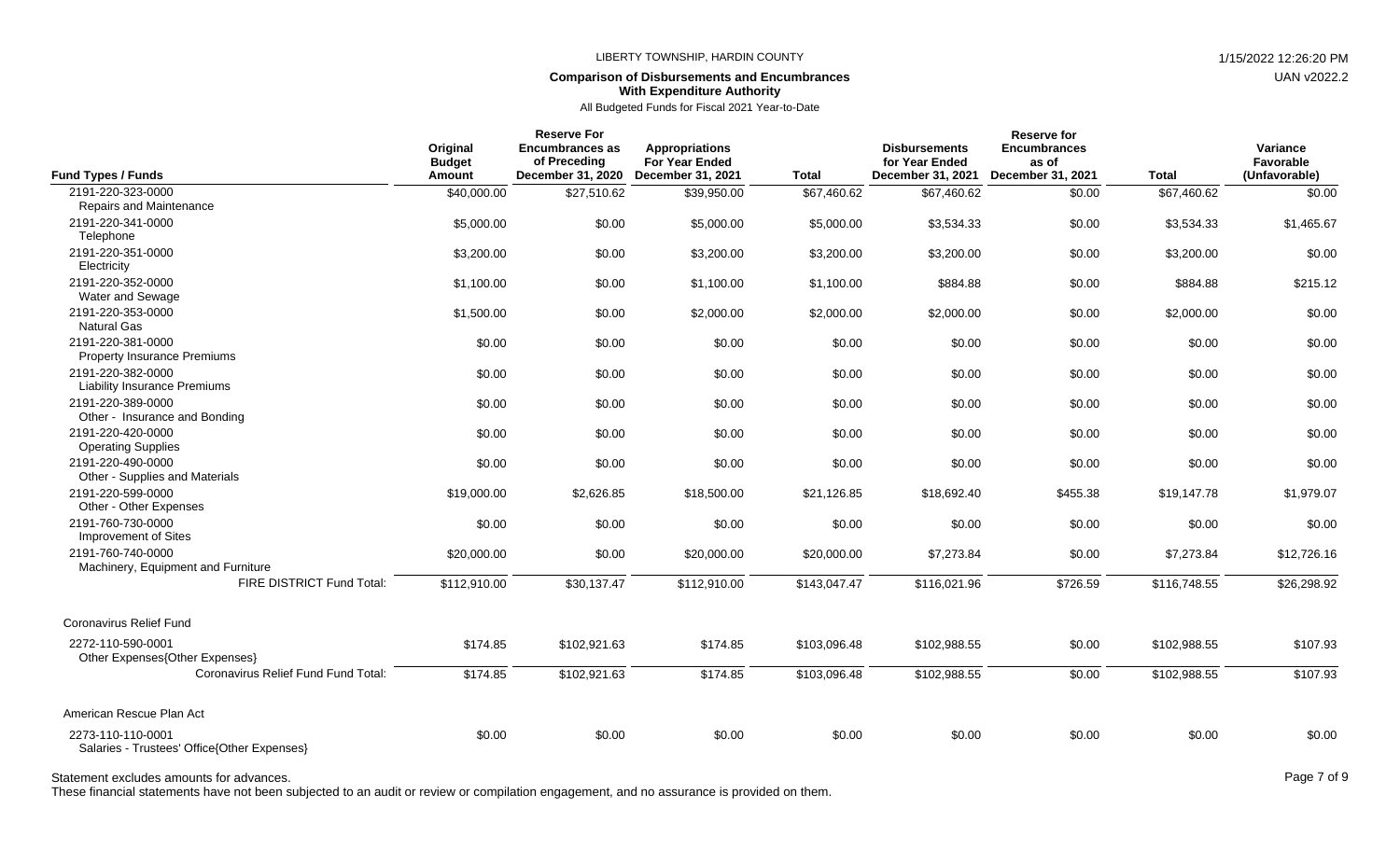LIBERTY TOWNSHIP, HARDIN COUNTY

1/15/2022 12:26:20 PM

UAN v2022.2

**Comparison of Disbursements and Encumbrances With Expenditure Authority**

All Budgeted Funds for Fiscal 2021 Year-to-Date

| Fund Types / Funds | Original Budget Amount | Reserve For Encumbrances as of Preceding December 31, 2020 | Appropriations For Year Ended December 31, 2021 | Total | Disbursements for Year Ended December 31, 2021 | Reserve for Encumbrances as of December 31, 2021 | Total | Variance Favorable (Unfavorable) |
|---|---|---|---|---|---|---|---|---|
| 2191-220-323-0000 Repairs and Maintenance | $40,000.00 | $27,510.62 | $39,950.00 | $67,460.62 | $67,460.62 | $0.00 | $67,460.62 | $0.00 |
| 2191-220-341-0000 Telephone | $5,000.00 | $0.00 | $5,000.00 | $5,000.00 | $3,534.33 | $0.00 | $3,534.33 | $1,465.67 |
| 2191-220-351-0000 Electricity | $3,200.00 | $0.00 | $3,200.00 | $3,200.00 | $3,200.00 | $0.00 | $3,200.00 | $0.00 |
| 2191-220-352-0000 Water and Sewage | $1,100.00 | $0.00 | $1,100.00 | $1,100.00 | $884.88 | $0.00 | $884.88 | $215.12 |
| 2191-220-353-0000 Natural Gas | $1,500.00 | $0.00 | $2,000.00 | $2,000.00 | $2,000.00 | $0.00 | $2,000.00 | $0.00 |
| 2191-220-381-0000 Property Insurance Premiums | $0.00 | $0.00 | $0.00 | $0.00 | $0.00 | $0.00 | $0.00 | $0.00 |
| 2191-220-382-0000 Liability Insurance Premiums | $0.00 | $0.00 | $0.00 | $0.00 | $0.00 | $0.00 | $0.00 | $0.00 |
| 2191-220-389-0000 Other - Insurance and Bonding | $0.00 | $0.00 | $0.00 | $0.00 | $0.00 | $0.00 | $0.00 | $0.00 |
| 2191-220-420-0000 Operating Supplies | $0.00 | $0.00 | $0.00 | $0.00 | $0.00 | $0.00 | $0.00 | $0.00 |
| 2191-220-490-0000 Other - Supplies and Materials | $0.00 | $0.00 | $0.00 | $0.00 | $0.00 | $0.00 | $0.00 | $0.00 |
| 2191-220-599-0000 Other - Other Expenses | $19,000.00 | $2,626.85 | $18,500.00 | $21,126.85 | $18,692.40 | $455.38 | $19,147.78 | $1,979.07 |
| 2191-760-730-0000 Improvement of Sites | $0.00 | $0.00 | $0.00 | $0.00 | $0.00 | $0.00 | $0.00 | $0.00 |
| 2191-760-740-0000 Machinery, Equipment and Furniture | $20,000.00 | $0.00 | $20,000.00 | $20,000.00 | $7,273.84 | $0.00 | $7,273.84 | $12,726.16 |
| FIRE DISTRICT Fund Total: | $112,910.00 | $30,137.47 | $112,910.00 | $143,047.47 | $116,021.96 | $726.59 | $116,748.55 | $26,298.92 |
| **Coronavirus Relief Fund** | | | | | | | | |
| 2272-110-590-0001 Other Expenses{Other Expenses} | $174.85 | $102,921.63 | $174.85 | $103,096.48 | $102,988.55 | $0.00 | $102,988.55 | $107.93 |
| Coronavirus Relief Fund Fund Total: | $174.85 | $102,921.63 | $174.85 | $103,096.48 | $102,988.55 | $0.00 | $102,988.55 | $107.93 |
| **American Rescue Plan Act** | | | | | | | | |
| 2273-110-110-0001 Salaries - Trustees' Office{Other Expenses} | $0.00 | $0.00 | $0.00 | $0.00 | $0.00 | $0.00 | $0.00 | $0.00 |

Statement excludes amounts for advances.

These financial statements have not been subjected to an audit or review or compilation engagement, and no assurance is provided on them.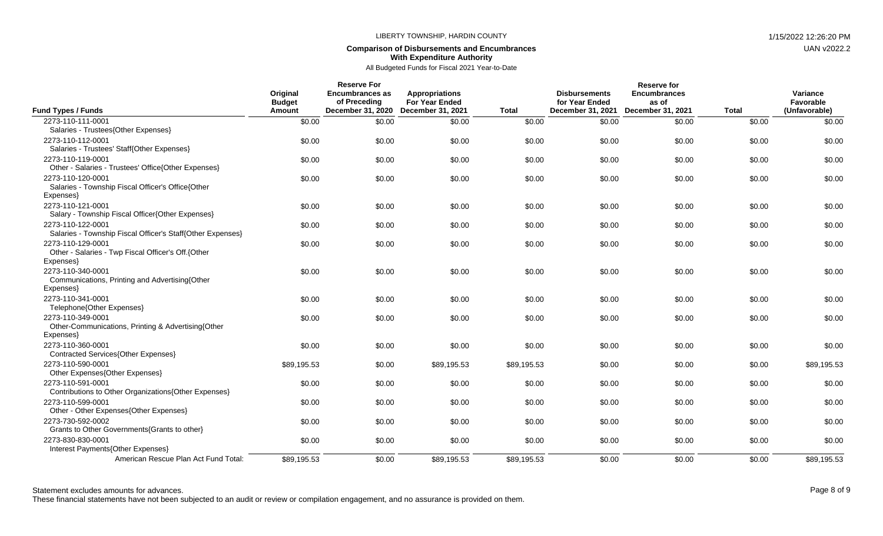LIBERTY TOWNSHIP, HARDIN COUNTY

**Comparison of Disbursements and Encumbrances With Expenditure Authority**

All Budgeted Funds for Fiscal 2021 Year-to-Date

| Fund Types / Funds | Original Budget Amount | Reserve For Encumbrances as of Preceding December 31, 2020 | Appropriations For Year Ended December 31, 2021 | Total | Disbursements for Year Ended December 31, 2021 | Reserve for Encumbrances as of December 31, 2021 | Total | Variance Favorable (Unfavorable) |
|---|---|---|---|---|---|---|---|---|
| 2273-110-111-0001 Salaries - Trustees{Other Expenses} | $0.00 | $0.00 | $0.00 | $0.00 | $0.00 | $0.00 | $0.00 | $0.00 |
| 2273-110-112-0001 Salaries - Trustees' Staff{Other Expenses} | $0.00 | $0.00 | $0.00 | $0.00 | $0.00 | $0.00 | $0.00 | $0.00 |
| 2273-110-119-0001 Other - Salaries - Trustees' Office{Other Expenses} | $0.00 | $0.00 | $0.00 | $0.00 | $0.00 | $0.00 | $0.00 | $0.00 |
| 2273-110-120-0001 Salaries - Township Fiscal Officer's Office{Other Expenses} | $0.00 | $0.00 | $0.00 | $0.00 | $0.00 | $0.00 | $0.00 | $0.00 |
| 2273-110-121-0001 Salary - Township Fiscal Officer{Other Expenses} | $0.00 | $0.00 | $0.00 | $0.00 | $0.00 | $0.00 | $0.00 | $0.00 |
| 2273-110-122-0001 Salaries - Township Fiscal Officer's Staff{Other Expenses} | $0.00 | $0.00 | $0.00 | $0.00 | $0.00 | $0.00 | $0.00 | $0.00 |
| 2273-110-129-0001 Other - Salaries - Twp Fiscal Officer's Off.{Other Expenses} | $0.00 | $0.00 | $0.00 | $0.00 | $0.00 | $0.00 | $0.00 | $0.00 |
| 2273-110-340-0001 Communications, Printing and Advertising{Other Expenses} | $0.00 | $0.00 | $0.00 | $0.00 | $0.00 | $0.00 | $0.00 | $0.00 |
| 2273-110-341-0001 Telephone{Other Expenses} | $0.00 | $0.00 | $0.00 | $0.00 | $0.00 | $0.00 | $0.00 | $0.00 |
| 2273-110-349-0001 Other-Communications, Printing & Advertising{Other Expenses} | $0.00 | $0.00 | $0.00 | $0.00 | $0.00 | $0.00 | $0.00 | $0.00 |
| 2273-110-360-0001 Contracted Services{Other Expenses} | $0.00 | $0.00 | $0.00 | $0.00 | $0.00 | $0.00 | $0.00 | $0.00 |
| 2273-110-590-0001 Other Expenses{Other Expenses} | $89,195.53 | $0.00 | $89,195.53 | $89,195.53 | $0.00 | $0.00 | $0.00 | $89,195.53 |
| 2273-110-591-0001 Contributions to Other Organizations{Other Expenses} | $0.00 | $0.00 | $0.00 | $0.00 | $0.00 | $0.00 | $0.00 | $0.00 |
| 2273-110-599-0001 Other - Other Expenses{Other Expenses} | $0.00 | $0.00 | $0.00 | $0.00 | $0.00 | $0.00 | $0.00 | $0.00 |
| 2273-730-592-0002 Grants to Other Governments{Grants to other} | $0.00 | $0.00 | $0.00 | $0.00 | $0.00 | $0.00 | $0.00 | $0.00 |
| 2273-830-830-0001 Interest Payments{Other Expenses} | $0.00 | $0.00 | $0.00 | $0.00 | $0.00 | $0.00 | $0.00 | $0.00 |
| American Rescue Plan Act Fund Total: | $89,195.53 | $0.00 | $89,195.53 | $89,195.53 | $0.00 | $0.00 | $0.00 | $89,195.53 |

Statement excludes amounts for advances.

These financial statements have not been subjected to an audit or review or compilation engagement, and no assurance is provided on them.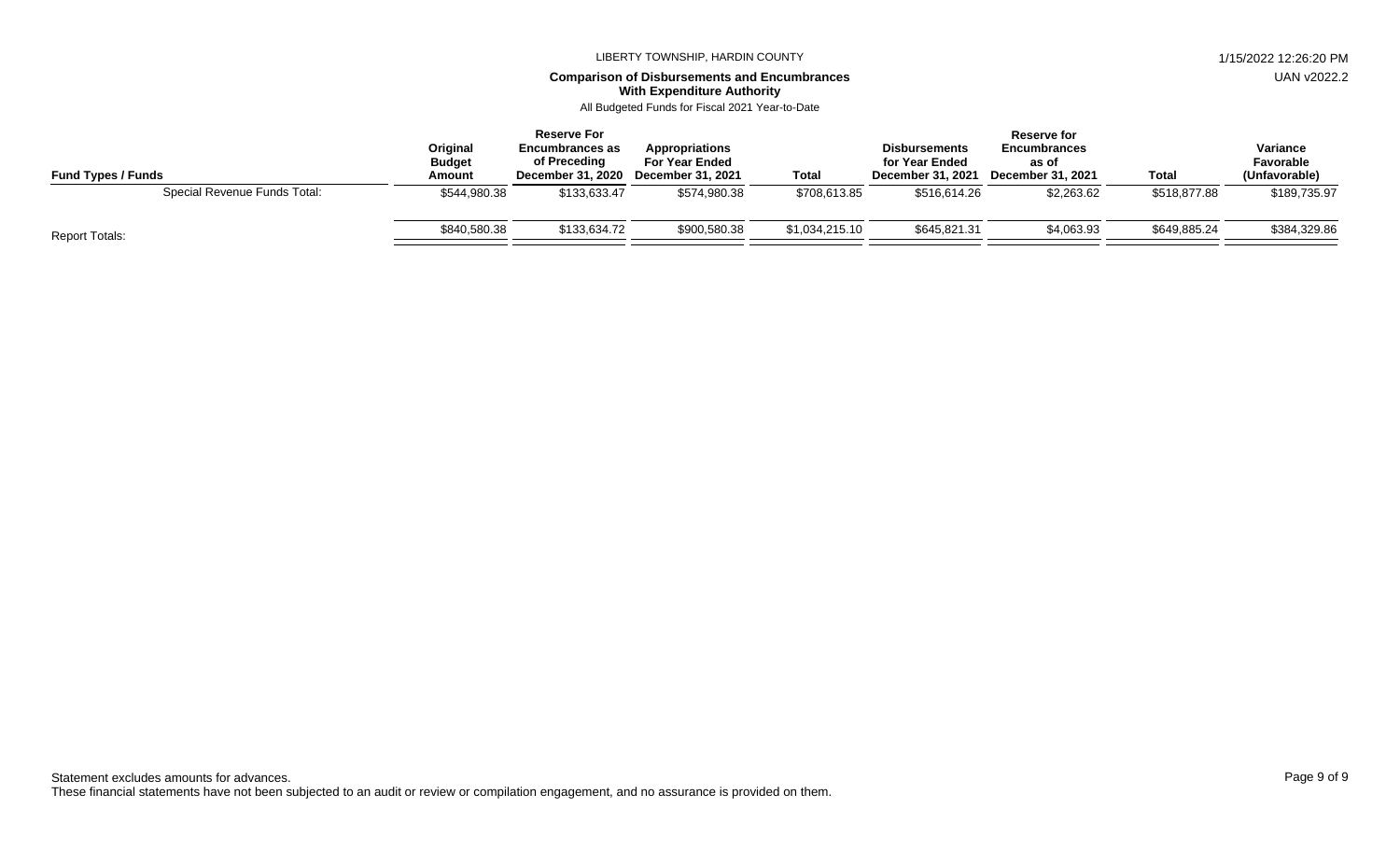LIBERTY TOWNSHIP, HARDIN COUNTY

**Comparison of Disbursements and Encumbrances**
**With Expenditure Authority**

All Budgeted Funds for Fiscal 2021 Year-to-Date

| Fund Types / Funds | Original Budget Amount | Reserve For Encumbrances as of Preceding December 31, 2020 | Appropriations For Year Ended December 31, 2021 | Total | Disbursements for Year Ended December 31, 2021 | Reserve for Encumbrances as of December 31, 2021 | Total | Variance Favorable (Unfavorable) |
|---|---|---|---|---|---|---|---|---|
| Special Revenue Funds Total: | $544,980.38 | $133,633.47 | $574,980.38 | $708,613.85 | $516,614.26 | $2,263.62 | $518,877.88 | $189,735.97 |
| Report Totals: | $840,580.38 | $133,634.72 | $900,580.38 | $1,034,215.10 | $645,821.31 | $4,063.93 | $649,885.24 | $384,329.86 |

Statement excludes amounts for advances.
These financial statements have not been subjected to an audit or review or compilation engagement, and no assurance is provided on them.